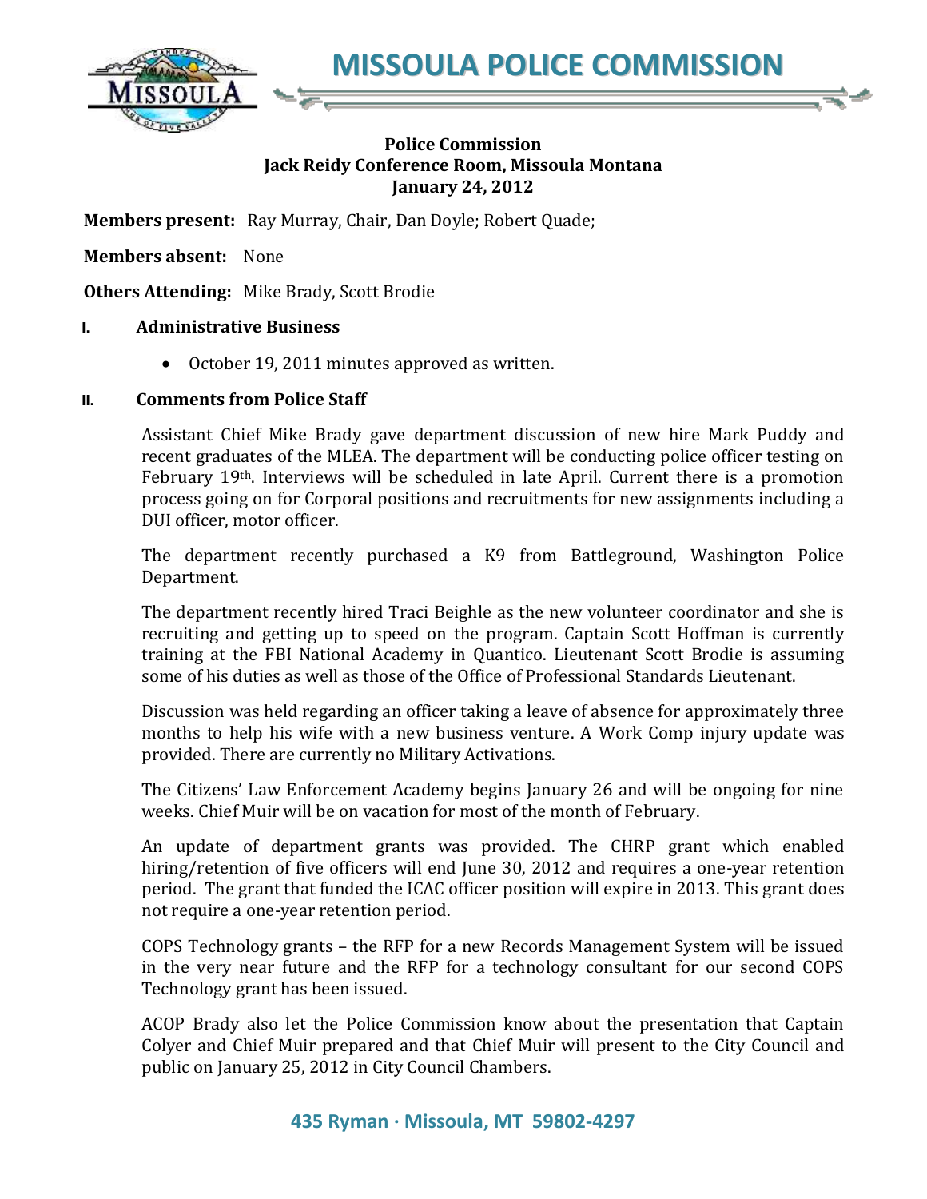# MISSOULA POLICE COMMISSION

**Police Commission**
**Jack Reidy Conference Room, Missoula Montana**
**January 24, 2012**

**Members present:** Ray Murray, Chair, Dan Doyle; Robert Quade;

**Members absent:** None

**Others Attending:** Mike Brady, Scott Brodie

## I. Administrative Business

- October 19, 2011 minutes approved as written.

## II. Comments from Police Staff

Assistant Chief Mike Brady gave department discussion of new hire Mark Puddy and recent graduates of the MLEA. The department will be conducting police officer testing on February 19th. Interviews will be scheduled in late April. Current there is a promotion process going on for Corporal positions and recruitments for new assignments including a DUI officer, motor officer.

The department recently purchased a K9 from Battleground, Washington Police Department.

The department recently hired Traci Beighle as the new volunteer coordinator and she is recruiting and getting up to speed on the program. Captain Scott Hoffman is currently training at the FBI National Academy in Quantico. Lieutenant Scott Brodie is assuming some of his duties as well as those of the Office of Professional Standards Lieutenant.

Discussion was held regarding an officer taking a leave of absence for approximately three months to help his wife with a new business venture. A Work Comp injury update was provided. There are currently no Military Activations.

The Citizens' Law Enforcement Academy begins January 26 and will be ongoing for nine weeks. Chief Muir will be on vacation for most of the month of February.

An update of department grants was provided. The CHRP grant which enabled hiring/retention of five officers will end June 30, 2012 and requires a one-year retention period. The grant that funded the ICAC officer position will expire in 2013. This grant does not require a one-year retention period.

COPS Technology grants – the RFP for a new Records Management System will be issued in the very near future and the RFP for a technology consultant for our second COPS Technology grant has been issued.

ACOP Brady also let the Police Commission know about the presentation that Captain Colyer and Chief Muir prepared and that Chief Muir will present to the City Council and public on January 25, 2012 in City Council Chambers.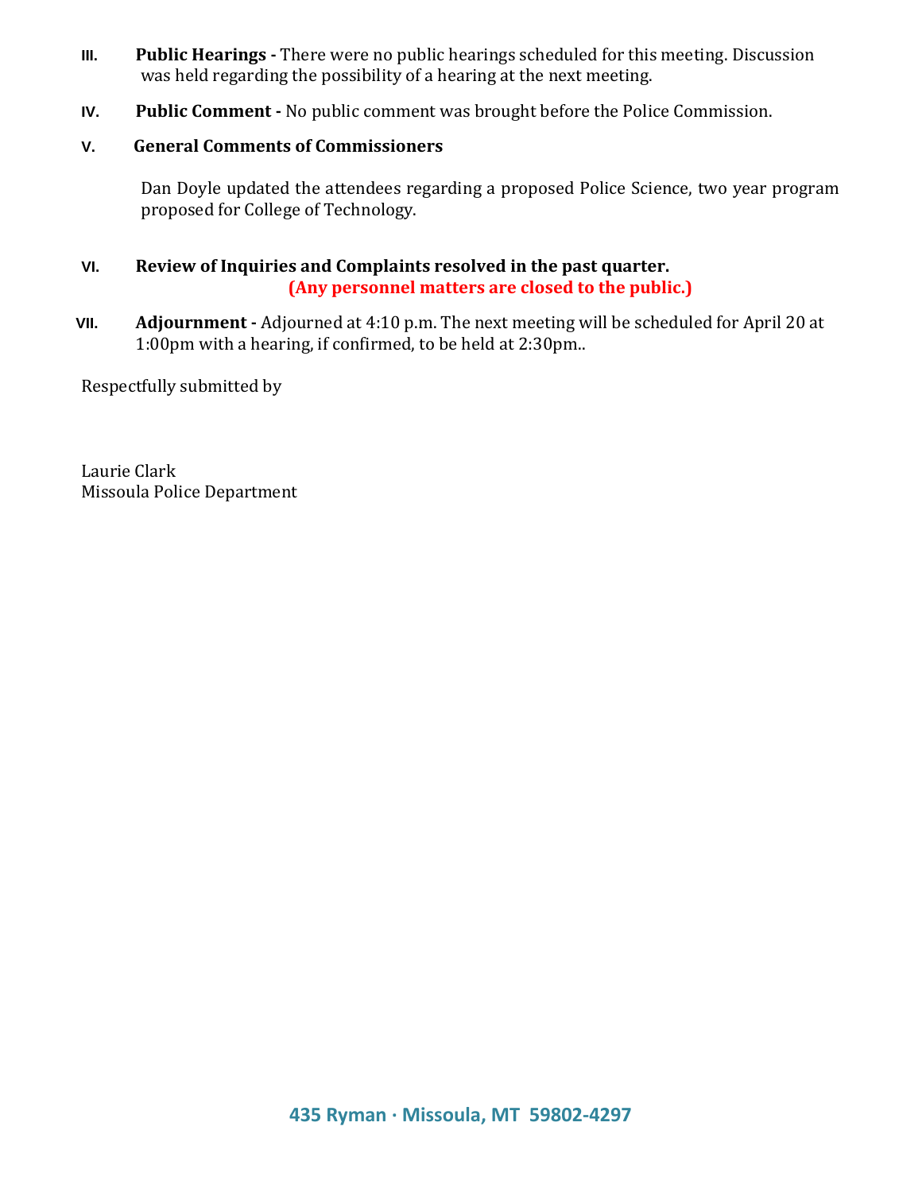III. **Public Hearings -** There were no public hearings scheduled for this meeting. Discussion was held regarding the possibility of a hearing at the next meeting.

IV. **Public Comment -** No public comment was brought before the Police Commission.

V. **General Comments of Commissioners**

Dan Doyle updated the attendees regarding a proposed Police Science, two year program proposed for College of Technology.

VI. **Review of Inquiries and Complaints resolved in the past quarter.**
**(Any personnel matters are closed to the public.)**

VII. **Adjournment -** Adjourned at 4:10 p.m. The next meeting will be scheduled for April 20 at 1:00pm with a hearing, if confirmed, to be held at 2:30pm..

Respectfully submitted by

Laurie Clark
Missoula Police Department

**435 Ryman · Missoula, MT 59802-4297**